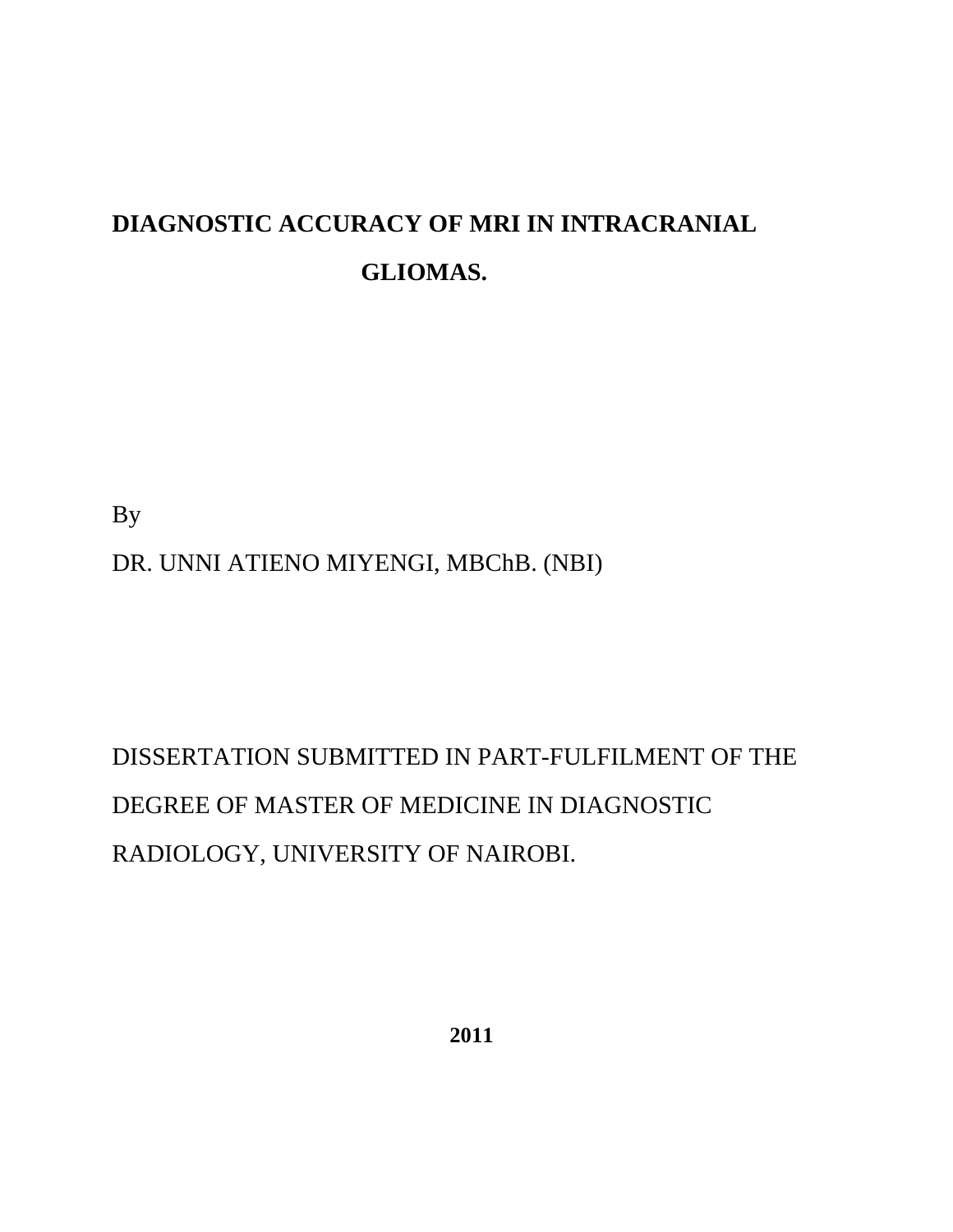# DIAGNOSTIC ACCURACY OF MRI IN INTRACRANIAL GLIOMAS.

By

DR. UNNI ATIENO MIYENGI, MBChB. (NBI)

DISSERTATION SUBMITTED IN PART-FULFILMENT OF THE DEGREE OF MASTER OF MEDICINE IN DIAGNOSTIC RADIOLOGY, UNIVERSITY OF NAIROBI.

**2011**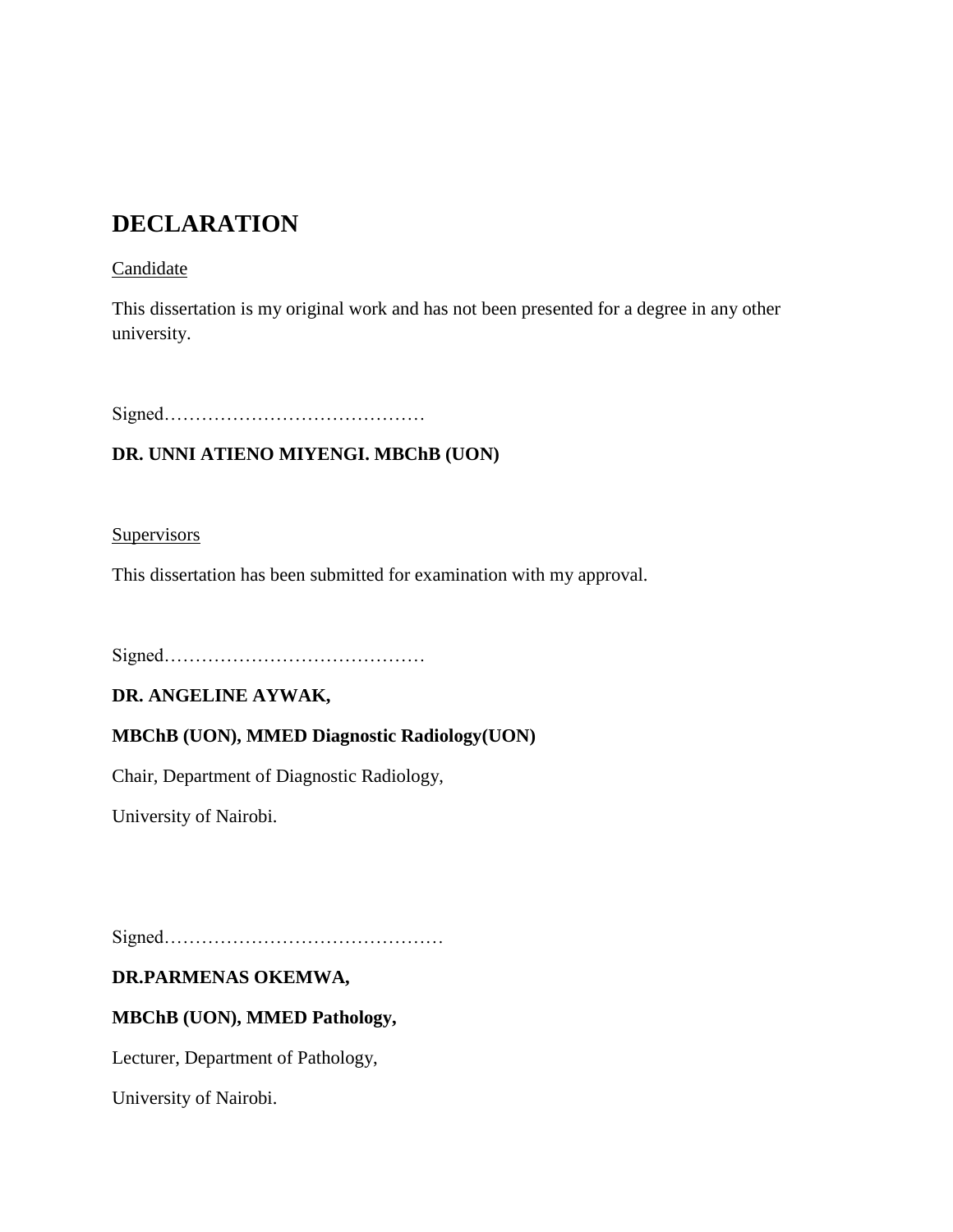# DECLARATION

Candidate

This dissertation is my original work and has not been presented for a degree in any other university.

Signed……………………………………

**DR. UNNI ATIENO MIYENGI. MBChB (UON)**

Supervisors

This dissertation has been submitted for examination with my approval.

Signed……………………………………

**DR. ANGELINE AYWAK,**

**MBChB (UON), MMED Diagnostic Radiology(UON)**

Chair, Department of Diagnostic Radiology,

University of Nairobi.

Signed………………………………………

**DR.PARMENAS OKEMWA,**

**MBChB (UON), MMED Pathology,**

Lecturer, Department of Pathology,

University of Nairobi.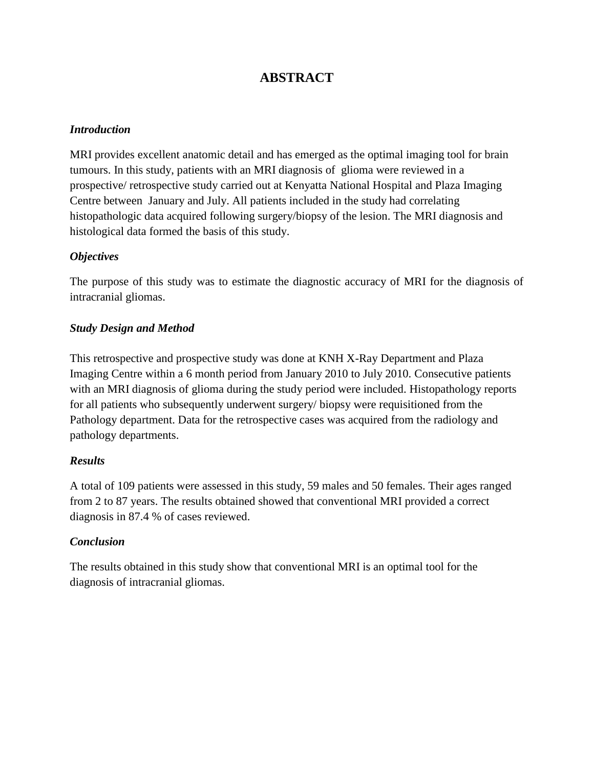# ABSTRACT

### *Introduction*

MRI provides excellent anatomic detail and has emerged as the optimal imaging tool for brain tumours. In this study, patients with an MRI diagnosis of glioma were reviewed in a prospective/ retrospective study carried out at Kenyatta National Hospital and Plaza Imaging Centre between January and July. All patients included in the study had correlating histopathologic data acquired following surgery/biopsy of the lesion. The MRI diagnosis and histological data formed the basis of this study.

### *Objectives*

The purpose of this study was to estimate the diagnostic accuracy of MRI for the diagnosis of intracranial gliomas.

### *Study Design and Method*

This retrospective and prospective study was done at KNH X-Ray Department and Plaza Imaging Centre within a 6 month period from January 2010 to July 2010. Consecutive patients with an MRI diagnosis of glioma during the study period were included. Histopathology reports for all patients who subsequently underwent surgery/ biopsy were requisitioned from the Pathology department. Data for the retrospective cases was acquired from the radiology and pathology departments.

### *Results*

A total of 109 patients were assessed in this study, 59 males and 50 females. Their ages ranged from 2 to 87 years. The results obtained showed that conventional MRI provided a correct diagnosis in 87.4 % of cases reviewed.

### *Conclusion*

The results obtained in this study show that conventional MRI is an optimal tool for the diagnosis of intracranial gliomas.